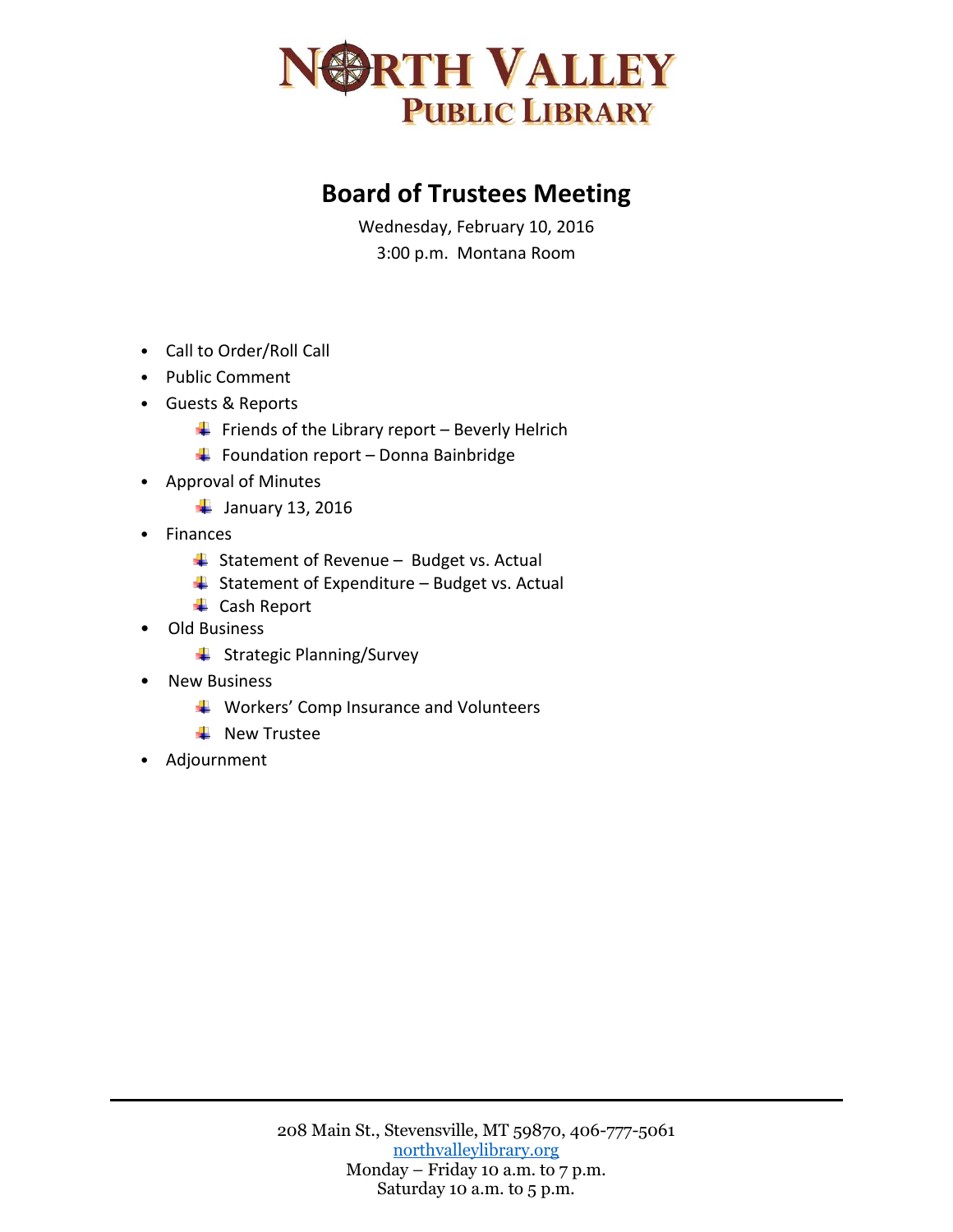# NORTH VALLEY PUBLIC LIBRARY

## Board of Trustees Meeting

Wednesday, February 10, 2016

3:00 p.m. Montana Room

- Call to Order/Roll Call
- Public Comment
- Guests & Reports
    - Friends of the Library report – Beverly Helrich
    - Foundation report – Donna Bainbridge
- Approval of Minutes
    - January 13, 2016
- Finances
    - Statement of Revenue – Budget vs. Actual
    - Statement of Expenditure – Budget vs. Actual
    - Cash Report
- Old Business
    - Strategic Planning/Survey
- New Business
    - Workers' Comp Insurance and Volunteers
    - New Trustee
- Adjournment

208 Main St., Stevensville, MT 59870, 406-777-5061
northvalleylibrary.org
Monday – Friday 10 a.m. to 7 p.m.
Saturday 10 a.m. to 5 p.m.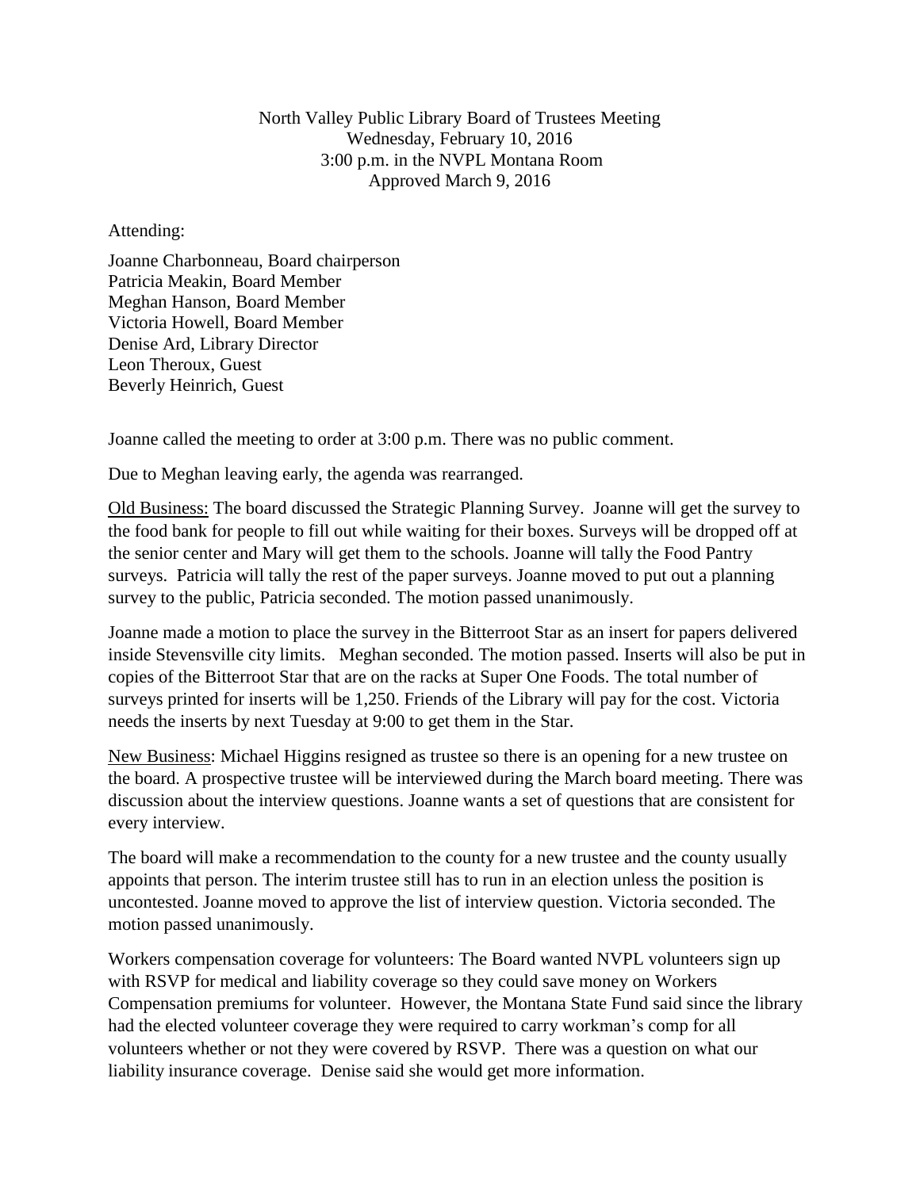North Valley Public Library Board of Trustees Meeting
Wednesday, February 10, 2016
3:00 p.m. in the NVPL Montana Room
Approved March 9, 2016

Attending:

Joanne Charbonneau, Board chairperson
Patricia Meakin, Board Member
Meghan Hanson, Board Member
Victoria Howell, Board Member
Denise Ard, Library Director
Leon Theroux, Guest
Beverly Heinrich, Guest

Joanne called the meeting to order at 3:00 p.m. There was no public comment.

Due to Meghan leaving early, the agenda was rearranged.

Old Business: The board discussed the Strategic Planning Survey. Joanne will get the survey to the food bank for people to fill out while waiting for their boxes. Surveys will be dropped off at the senior center and Mary will get them to the schools. Joanne will tally the Food Pantry surveys. Patricia will tally the rest of the paper surveys. Joanne moved to put out a planning survey to the public, Patricia seconded. The motion passed unanimously.

Joanne made a motion to place the survey in the Bitterroot Star as an insert for papers delivered inside Stevensville city limits. Meghan seconded. The motion passed. Inserts will also be put in copies of the Bitterroot Star that are on the racks at Super One Foods. The total number of surveys printed for inserts will be 1,250. Friends of the Library will pay for the cost. Victoria needs the inserts by next Tuesday at 9:00 to get them in the Star.

New Business: Michael Higgins resigned as trustee so there is an opening for a new trustee on the board. A prospective trustee will be interviewed during the March board meeting. There was discussion about the interview questions. Joanne wants a set of questions that are consistent for every interview.

The board will make a recommendation to the county for a new trustee and the county usually appoints that person. The interim trustee still has to run in an election unless the position is uncontested. Joanne moved to approve the list of interview question. Victoria seconded. The motion passed unanimously.

Workers compensation coverage for volunteers: The Board wanted NVPL volunteers sign up with RSVP for medical and liability coverage so they could save money on Workers Compensation premiums for volunteer. However, the Montana State Fund said since the library had the elected volunteer coverage they were required to carry workman's comp for all volunteers whether or not they were covered by RSVP. There was a question on what our liability insurance coverage. Denise said she would get more information.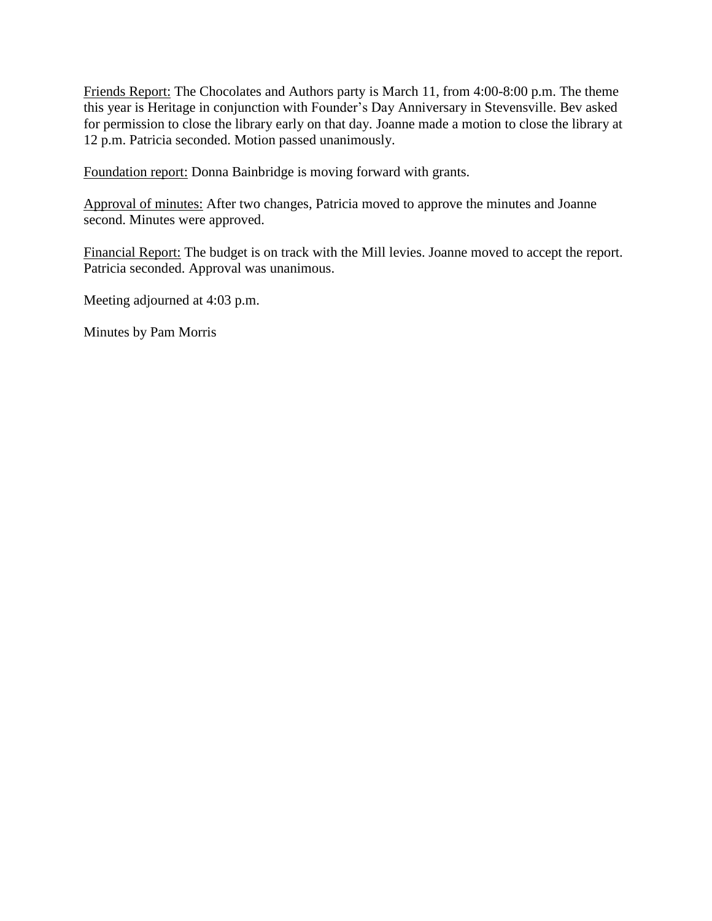<u>Friends Report:</u> The Chocolates and Authors party is March 11, from 4:00-8:00 p.m. The theme this year is Heritage in conjunction with Founder's Day Anniversary in Stevensville. Bev asked for permission to close the library early on that day. Joanne made a motion to close the library at 12 p.m. Patricia seconded. Motion passed unanimously.

<u>Foundation report:</u> Donna Bainbridge is moving forward with grants.

<u>Approval of minutes:</u> After two changes, Patricia moved to approve the minutes and Joanne second. Minutes were approved.

<u>Financial Report:</u> The budget is on track with the Mill levies. Joanne moved to accept the report. Patricia seconded. Approval was unanimous.

Meeting adjourned at 4:03 p.m.

Minutes by Pam Morris